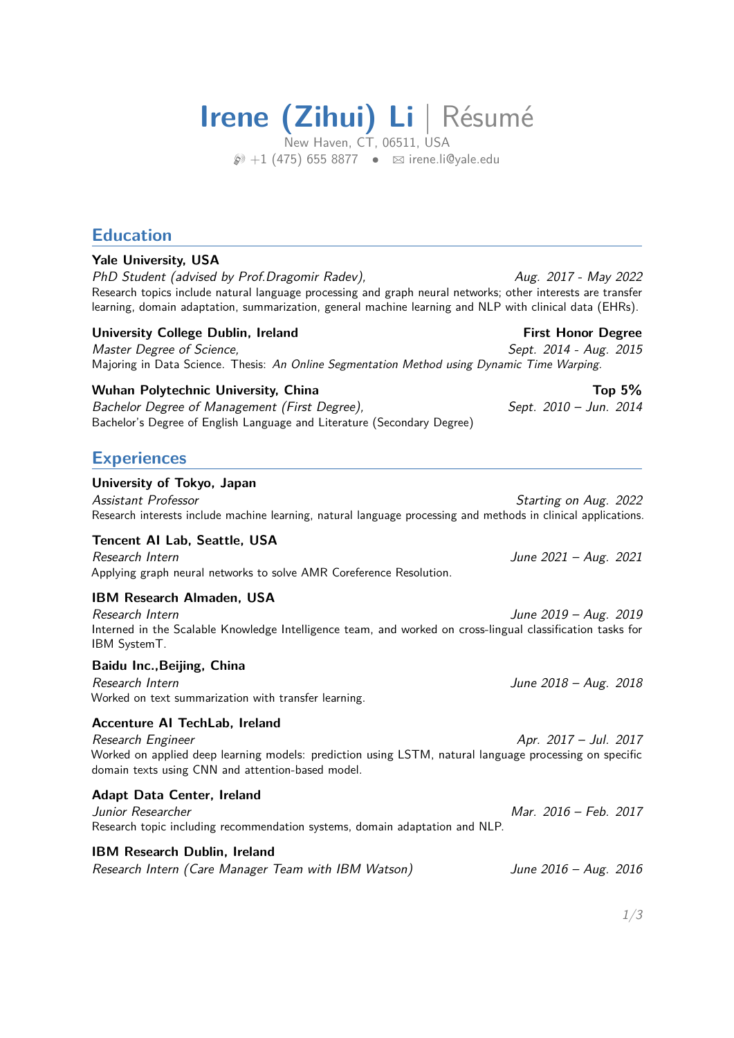# Irene (Zihui) Li | Résumé

New Haven, CT, 06511, USA
+1 (475) 655 8877 • irene.li@yale.edu

## Education

**Yale University, USA**
*PhD Student (advised by Prof.Dragomir Radev),* *Aug. 2017 - May 2022*
Research topics include natural language processing and graph neural networks; other interests are transfer learning, domain adaptation, summarization, general machine learning and NLP with clinical data (EHRs).

**University College Dublin, Ireland** **First Honor Degree**
*Master Degree of Science,* *Sept. 2014 - Aug. 2015*
Majoring in Data Science. Thesis: *An Online Segmentation Method using Dynamic Time Warping.*

**Wuhan Polytechnic University, China** **Top 5%**
*Bachelor Degree of Management (First Degree),* *Sept. 2010 – Jun. 2014*
Bachelor's Degree of English Language and Literature (Secondary Degree)

## Experiences

**University of Tokyo, Japan**
*Assistant Professor* *Starting on Aug. 2022*
Research interests include machine learning, natural language processing and methods in clinical applications.

**Tencent AI Lab, Seattle, USA**
*Research Intern* *June 2021 – Aug. 2021*
Applying graph neural networks to solve AMR Coreference Resolution.

**IBM Research Almaden, USA**
*Research Intern* *June 2019 – Aug. 2019*
Interned in the Scalable Knowledge Intelligence team, and worked on cross-lingual classification tasks for IBM SystemT.

**Baidu Inc.,Beijing, China**
*Research Intern* *June 2018 – Aug. 2018*
Worked on text summarization with transfer learning.

**Accenture AI TechLab, Ireland**
*Research Engineer* *Apr. 2017 – Jul. 2017*
Worked on applied deep learning models: prediction using LSTM, natural language processing on specific domain texts using CNN and attention-based model.

**Adapt Data Center, Ireland**
*Junior Researcher* *Mar. 2016 – Feb. 2017*
Research topic including recommendation systems, domain adaptation and NLP.

**IBM Research Dublin, Ireland**
*Research Intern (Care Manager Team with IBM Watson)* *June 2016 – Aug. 2016*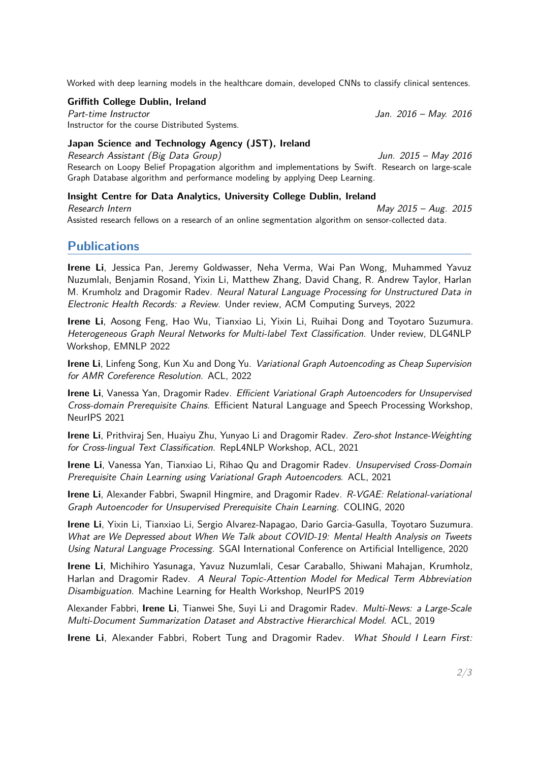Worked with deep learning models in the healthcare domain, developed CNNs to classify clinical sentences.

**Griffith College Dublin, Ireland**
*Part-time Instructor* *Jan. 2016 – May. 2016*
Instructor for the course Distributed Systems.

**Japan Science and Technology Agency (JST), Ireland**
*Research Assistant (Big Data Group)* *Jun. 2015 – May 2016*
Research on Loopy Belief Propagation algorithm and implementations by Swift. Research on large-scale Graph Database algorithm and performance modeling by applying Deep Learning.

**Insight Centre for Data Analytics, University College Dublin, Ireland**
*Research Intern* *May 2015 – Aug. 2015*
Assisted research fellows on a research of an online segmentation algorithm on sensor-collected data.

## Publications

**Irene Li**, Jessica Pan, Jeremy Goldwasser, Neha Verma, Wai Pan Wong, Muhammed Yavuz Nuzumlalı, Benjamin Rosand, Yixin Li, Matthew Zhang, David Chang, R. Andrew Taylor, Harlan M. Krumholz and Dragomir Radev. *Neural Natural Language Processing for Unstructured Data in Electronic Health Records: a Review.* Under review, ACM Computing Surveys, 2022

**Irene Li**, Aosong Feng, Hao Wu, Tianxiao Li, Yixin Li, Ruihai Dong and Toyotaro Suzumura. *Heterogeneous Graph Neural Networks for Multi-label Text Classification.* Under review, DLG4NLP Workshop, EMNLP 2022

**Irene Li**, Linfeng Song, Kun Xu and Dong Yu. *Variational Graph Autoencoding as Cheap Supervision for AMR Coreference Resolution.* ACL, 2022

**Irene Li**, Vanessa Yan, Dragomir Radev. *Efficient Variational Graph Autoencoders for Unsupervised Cross-domain Prerequisite Chains.* Efficient Natural Language and Speech Processing Workshop, NeurIPS 2021

**Irene Li**, Prithviraj Sen, Huaiyu Zhu, Yunyao Li and Dragomir Radev. *Zero-shot Instance-Weighting for Cross-lingual Text Classification.* RepL4NLP Workshop, ACL, 2021

**Irene Li**, Vanessa Yan, Tianxiao Li, Rihao Qu and Dragomir Radev. *Unsupervised Cross-Domain Prerequisite Chain Learning using Variational Graph Autoencoders.* ACL, 2021

**Irene Li**, Alexander Fabbri, Swapnil Hingmire, and Dragomir Radev. *R-VGAE: Relational-variational Graph Autoencoder for Unsupervised Prerequisite Chain Learning.* COLING, 2020

**Irene Li**, Yixin Li, Tianxiao Li, Sergio Alvarez-Napagao, Dario Garcia-Gasulla, Toyotaro Suzumura. *What are We Depressed about When We Talk about COVID-19: Mental Health Analysis on Tweets Using Natural Language Processing.* SGAI International Conference on Artificial Intelligence, 2020

**Irene Li**, Michihiro Yasunaga, Yavuz Nuzumlali, Cesar Caraballo, Shiwani Mahajan, Krumholz, Harlan and Dragomir Radev. *A Neural Topic-Attention Model for Medical Term Abbreviation Disambiguation.* Machine Learning for Health Workshop, NeurIPS 2019

Alexander Fabbri, **Irene Li**, Tianwei She, Suyi Li and Dragomir Radev. *Multi-News: a Large-Scale Multi-Document Summarization Dataset and Abstractive Hierarchical Model.* ACL, 2019

**Irene Li**, Alexander Fabbri, Robert Tung and Dragomir Radev. *What Should I Learn First:*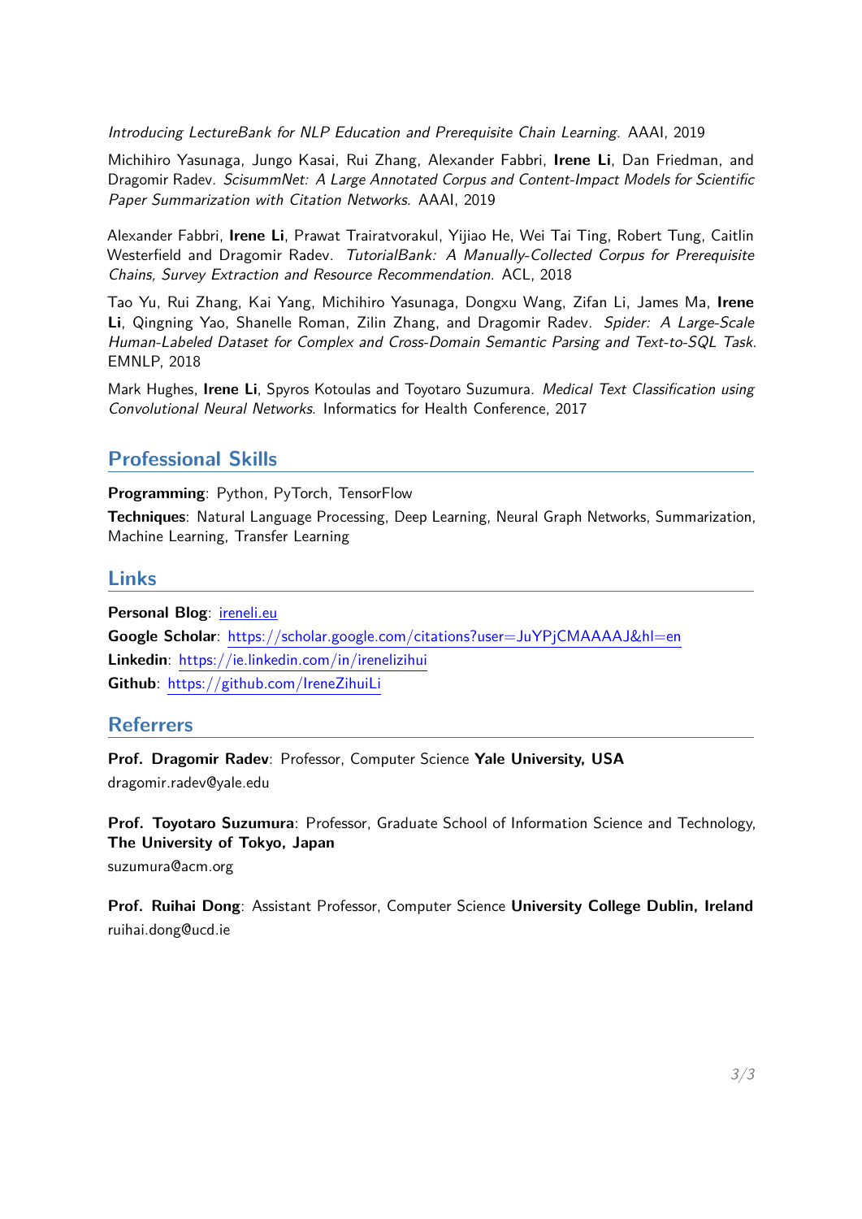*Introducing LectureBank for NLP Education and Prerequisite Chain Learning.* AAAI, 2019

Michihiro Yasunaga, Jungo Kasai, Rui Zhang, Alexander Fabbri, **Irene Li**, Dan Friedman, and Dragomir Radev. *ScisummNet: A Large Annotated Corpus and Content-Impact Models for Scientific Paper Summarization with Citation Networks.* AAAI, 2019

Alexander Fabbri, **Irene Li**, Prawat Trairatvorakul, Yijiao He, Wei Tai Ting, Robert Tung, Caitlin Westerfield and Dragomir Radev. *TutorialBank: A Manually-Collected Corpus for Prerequisite Chains, Survey Extraction and Resource Recommendation.* ACL, 2018

Tao Yu, Rui Zhang, Kai Yang, Michihiro Yasunaga, Dongxu Wang, Zifan Li, James Ma, **Irene Li**, Qingning Yao, Shanelle Roman, Zilin Zhang, and Dragomir Radev. *Spider: A Large-Scale Human-Labeled Dataset for Complex and Cross-Domain Semantic Parsing and Text-to-SQL Task.* EMNLP, 2018

Mark Hughes, **Irene Li**, Spyros Kotoulas and Toyotaro Suzumura. *Medical Text Classification using Convolutional Neural Networks.* Informatics for Health Conference, 2017

## Professional Skills

**Programming**: Python, PyTorch, TensorFlow

**Techniques**: Natural Language Processing, Deep Learning, Neural Graph Networks, Summarization, Machine Learning, Transfer Learning

## Links

**Personal Blog**: ireneli.eu
**Google Scholar**: https://scholar.google.com/citations?user=JuYPjCMAAAAJ&hl=en
**Linkedin**: https://ie.linkedin.com/in/irenelizihui
**Github**: https://github.com/IreneZihuiLi

## Referrers

**Prof. Dragomir Radev**: Professor, Computer Science **Yale University, USA**
dragomir.radev@yale.edu

**Prof. Toyotaro Suzumura**: Professor, Graduate School of Information Science and Technology, **The University of Tokyo, Japan**
suzumura@acm.org

**Prof. Ruihai Dong**: Assistant Professor, Computer Science **University College Dublin, Ireland**
ruihai.dong@ucd.ie